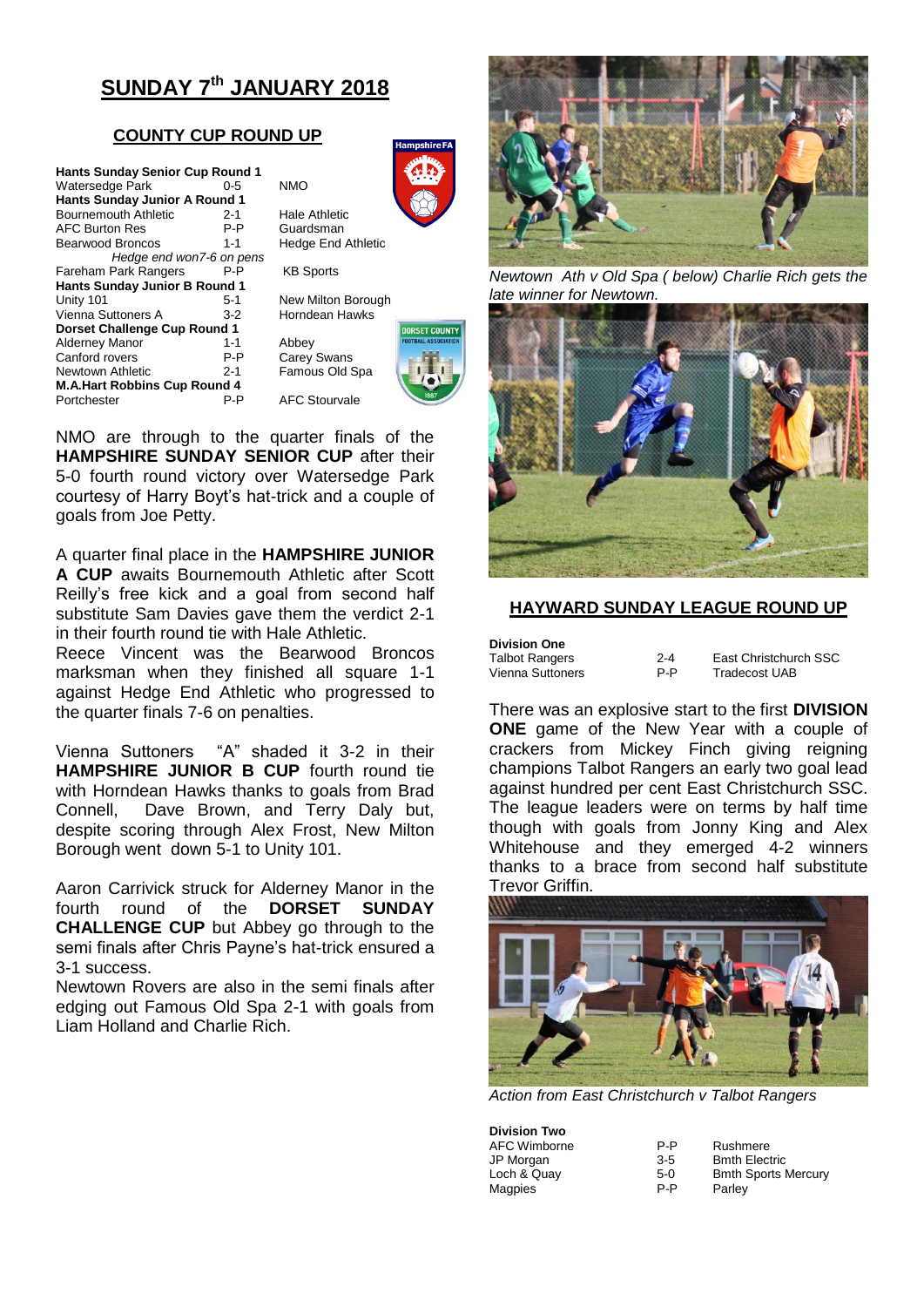# SUNDAY 7th JANUARY 2018

## COUNTY CUP ROUND UP

| | | |
|---|---|---|
| **Hants Sunday Senior Cup Round 1** | | |
| Watersedge Park | 0-5 | NMO |
| **Hants Sunday Junior A Round 1** | | |
| Bournemouth Athletic | 2-1 | Hale Athletic |
| AFC Burton Res | P-P | Guardsman |
| Bearwood Broncos | 1-1 | Hedge End Athletic |
| *Hedge end won7-6 on pens* | | |
| Fareham Park Rangers | P-P | KB Sports |
| **Hants Sunday Junior B Round 1** | | |
| Unity 101 | 5-1 | New Milton Borough |
| Vienna Suttoners A | 3-2 | Horndean Hawks |
| **Dorset Challenge Cup Round 1** | | |
| Alderney Manor | 1-1 | Abbey |
| Canford rovers | P-P | Carey Swans |
| Newtown Athletic | 2-1 | Famous Old Spa |
| **M.A.Hart Robbins Cup Round 4** | | |
| Portchester | P-P | AFC Stourvale |

NMO are through to the quarter finals of the **HAMPSHIRE SUNDAY SENIOR CUP** after their 5-0 fourth round victory over Watersedge Park courtesy of Harry Boyt's hat-trick and a couple of goals from Joe Petty.

A quarter final place in the **HAMPSHIRE JUNIOR A CUP** awaits Bournemouth Athletic after Scott Reilly's free kick and a goal from second half substitute Sam Davies gave them the verdict 2-1 in their fourth round tie with Hale Athletic.
Reece Vincent was the Bearwood Broncos marksman when they finished all square 1-1 against Hedge End Athletic who progressed to the quarter finals 7-6 on penalties.

Vienna Suttoners "A" shaded it 3-2 in their **HAMPSHIRE JUNIOR B CUP** fourth round tie with Horndean Hawks thanks to goals from Brad Connell, Dave Brown, and Terry Daly but, despite scoring through Alex Frost, New Milton Borough went down 5-1 to Unity 101.

Aaron Carrivick struck for Alderney Manor in the fourth round of the **DORSET SUNDAY CHALLENGE CUP** but Abbey go through to the semi finals after Chris Payne's hat-trick ensured a 3-1 success.
Newtown Rovers are also in the semi finals after edging out Famous Old Spa 2-1 with goals from Liam Holland and Charlie Rich.

*Newtown Ath v Old Spa ( below) Charlie Rich gets the late winner for Newtown.*

## HAYWARD SUNDAY LEAGUE ROUND UP

| **Division One** | | |
|---|---|---|
| Talbot Rangers | 2-4 | East Christchurch SSC |
| Vienna Suttoners | P-P | Tradecost UAB |

There was an explosive start to the first **DIVISION ONE** game of the New Year with a couple of crackers from Mickey Finch giving reigning champions Talbot Rangers an early two goal lead against hundred per cent East Christchurch SSC. The league leaders were on terms by half time though with goals from Jonny King and Alex Whitehouse and they emerged 4-2 winners thanks to a brace from second half substitute Trevor Griffin.

*Action from East Christchurch v Talbot Rangers*

| **Division Two** | | |
|---|---|---|
| AFC Wimborne | P-P | Rushmere |
| JP Morgan | 3-5 | Bmth Electric |
| Loch & Quay | 5-0 | Bmth Sports Mercury |
| Magpies | P-P | Parley |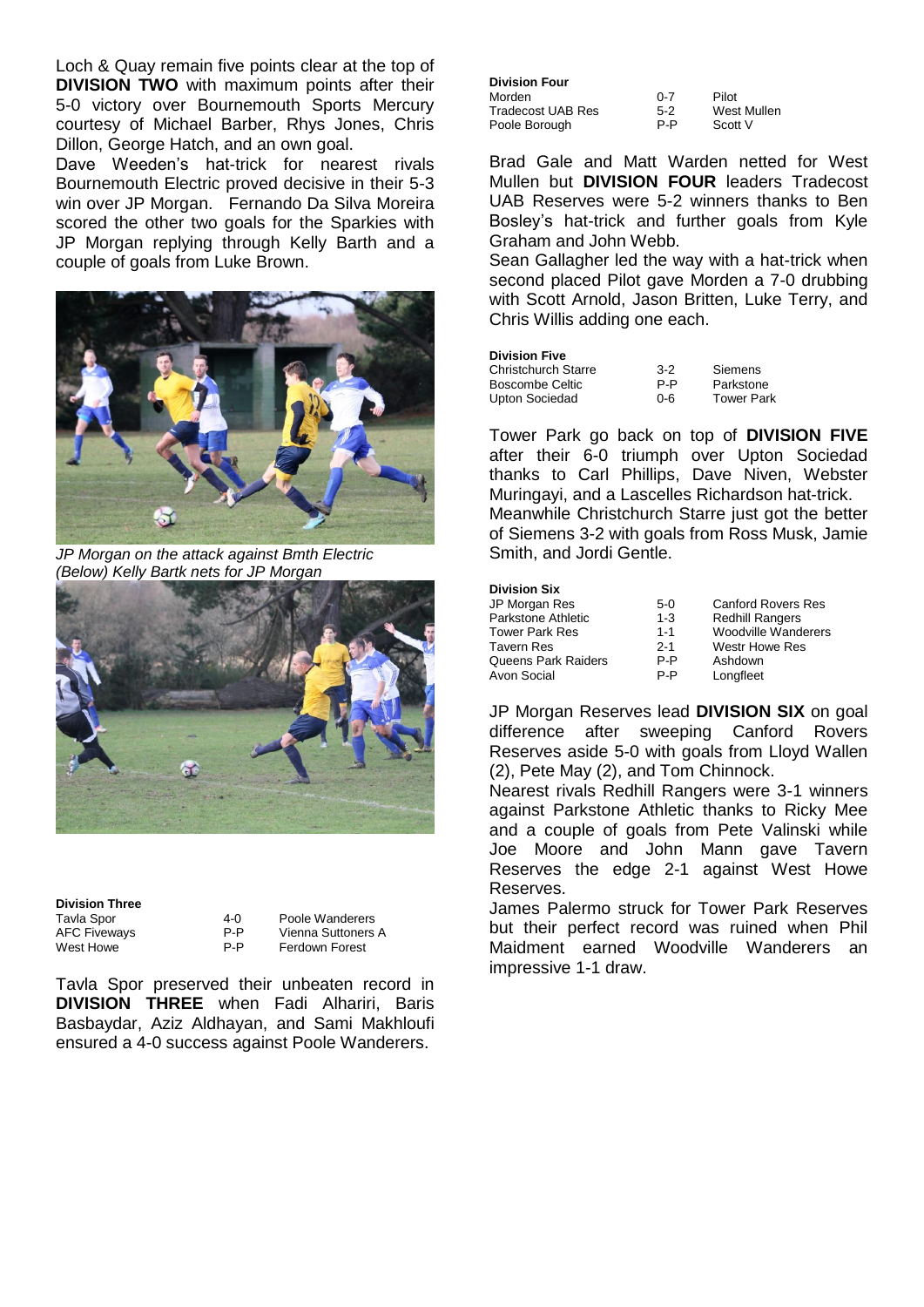Loch & Quay remain five points clear at the top of **DIVISION TWO** with maximum points after their 5-0 victory over Bournemouth Sports Mercury courtesy of Michael Barber, Rhys Jones, Chris Dillon, George Hatch, and an own goal.

Dave Weeden's hat-trick for nearest rivals Bournemouth Electric proved decisive in their 5-3 win over JP Morgan. Fernando Da Silva Moreira scored the other two goals for the Sparkies with JP Morgan replying through Kelly Barth and a couple of goals from Luke Brown.

*JP Morgan on the attack against Bmth Electric (Below) Kelly Bartk nets for JP Morgan*

**Division Three**

| | | |
|---|---|---|
| Tavla Spor | 4-0 | Poole Wanderers |
| AFC Fiveways | P-P | Vienna Suttoners A |
| West Howe | P-P | Ferdown Forest |

Tavla Spor preserved their unbeaten record in **DIVISION THREE** when Fadi Alhariri, Baris Basbaydar, Aziz Aldhayan, and Sami Makhloufi ensured a 4-0 success against Poole Wanderers.

**Division Four**

| | | |
|---|---|---|
| Morden | 0-7 | Pilot |
| Tradecost UAB Res | 5-2 | West Mullen |
| Poole Borough | P-P | Scott V |

Brad Gale and Matt Warden netted for West Mullen but **DIVISION FOUR** leaders Tradecost UAB Reserves were 5-2 winners thanks to Ben Bosley's hat-trick and further goals from Kyle Graham and John Webb.

Sean Gallagher led the way with a hat-trick when second placed Pilot gave Morden a 7-0 drubbing with Scott Arnold, Jason Britten, Luke Terry, and Chris Willis adding one each.

**Division Five**

| | | |
|---|---|---|
| Christchurch Starre | 3-2 | Siemens |
| Boscombe Celtic | P-P | Parkstone |
| Upton Sociedad | 0-6 | Tower Park |

Tower Park go back on top of **DIVISION FIVE** after their 6-0 triumph over Upton Sociedad thanks to Carl Phillips, Dave Niven, Webster Muringayi, and a Lascelles Richardson hat-trick.

Meanwhile Christchurch Starre just got the better of Siemens 3-2 with goals from Ross Musk, Jamie Smith, and Jordi Gentle.

**Division Six**

| | | |
|---|---|---|
| JP Morgan Res | 5-0 | Canford Rovers Res |
| Parkstone Athletic | 1-3 | Redhill Rangers |
| Tower Park Res | 1-1 | Woodville Wanderers |
| Tavern Res | 2-1 | Westr Howe Res |
| Queens Park Raiders | P-P | Ashdown |
| Avon Social | P-P | Longfleet |

JP Morgan Reserves lead **DIVISION SIX** on goal difference after sweeping Canford Rovers Reserves aside 5-0 with goals from Lloyd Wallen (2), Pete May (2), and Tom Chinnock.

Nearest rivals Redhill Rangers were 3-1 winners against Parkstone Athletic thanks to Ricky Mee and a couple of goals from Pete Valinski while Joe Moore and John Mann gave Tavern Reserves the edge 2-1 against West Howe Reserves.

James Palermo struck for Tower Park Reserves but their perfect record was ruined when Phil Maidment earned Woodville Wanderers an impressive 1-1 draw.